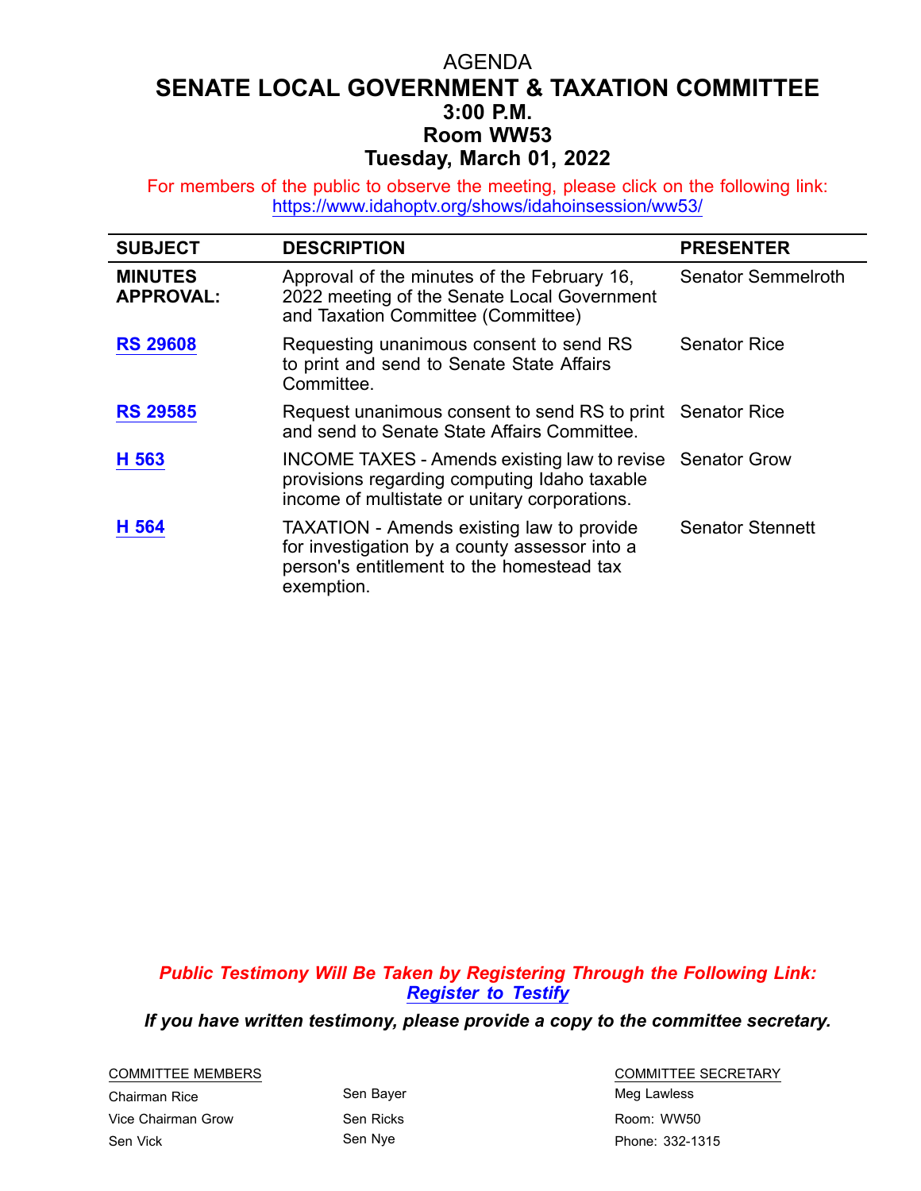# AGENDA

## SENATE LOCAL GOVERNMENT & TAXATION COMMITTEE

### 3:00 P.M.

### Room WW53

### Tuesday, March 01, 2022

For members of the public to observe the meeting, please click on the following link: https://www.idahoptv.org/shows/idahoinsession/ww53/

| SUBJECT | DESCRIPTION | PRESENTER |
| --- | --- | --- |
| **MINUTES APPROVAL:** | Approval of the minutes of the February 16, 2022 meeting of the Senate Local Government and Taxation Committee (Committee) | Senator Semmelroth |
| **RS 29608** | Requesting unanimous consent to send RS to print and send to Senate State Affairs Committee. | Senator Rice |
| **RS 29585** | Request unanimous consent to send RS to print and send to Senate State Affairs Committee. | Senator Rice |
| **H 563** | INCOME TAXES - Amends existing law to revise provisions regarding computing Idaho taxable income of multistate or unitary corporations. | Senator Grow |
| **H 564** | TAXATION - Amends existing law to provide for investigation by a county assessor into a person's entitlement to the homestead tax exemption. | Senator Stennett |

***Public Testimony Will Be Taken by Registering Through the Following Link: Register to Testify***

***If you have written testimony, please provide a copy to the committee secretary.***

| COMMITTEE MEMBERS | | COMMITTEE SECRETARY |
| --- | --- | --- |
| Chairman Rice | Sen Bayer | Meg Lawless |
| Vice Chairman Grow | Sen Ricks | Room: WW50 |
| Sen Vick | Sen Nye | Phone: 332-1315 |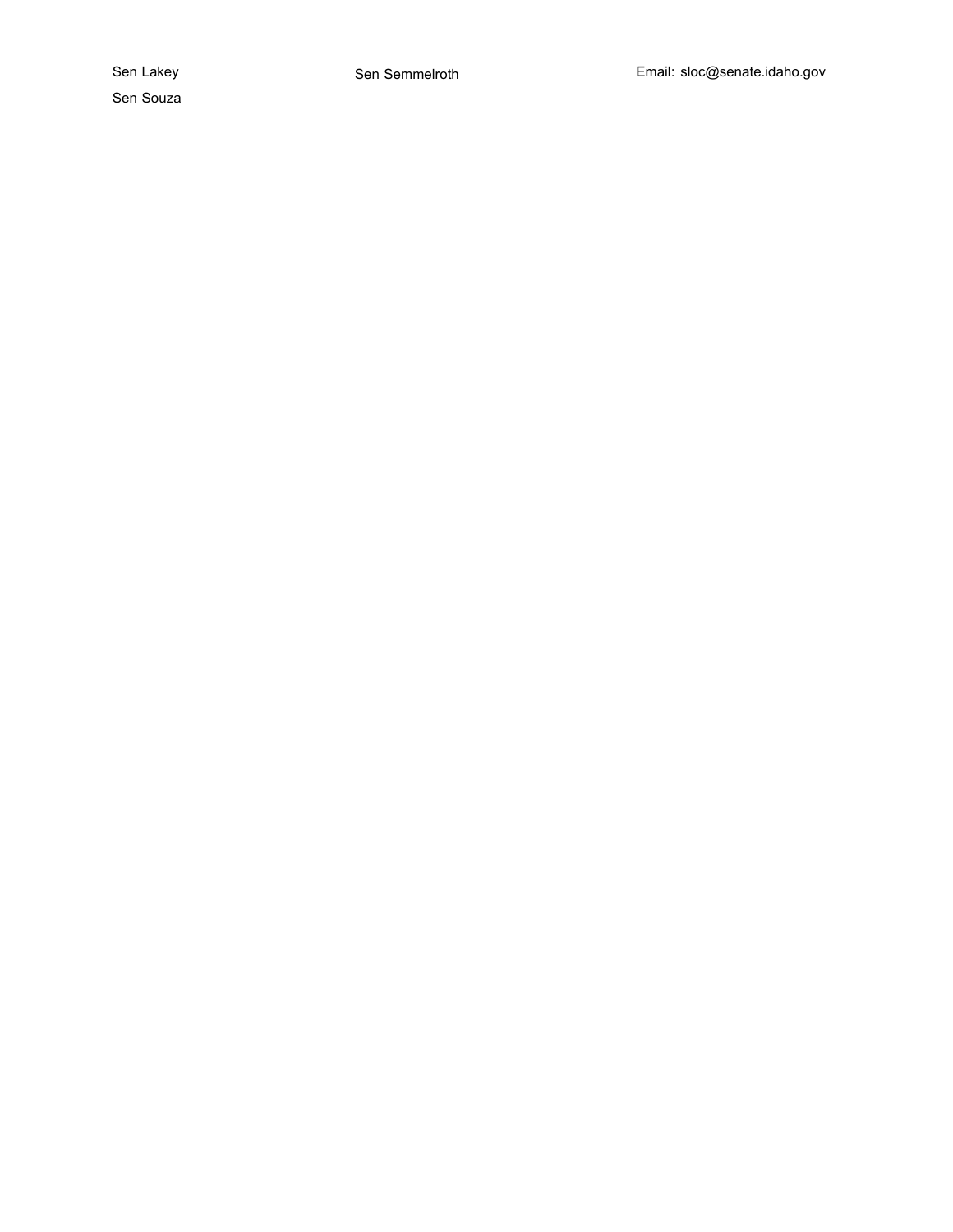Sen Lakey

Sen Souza

Sen Semmelroth

Email: sloc@senate.idaho.gov